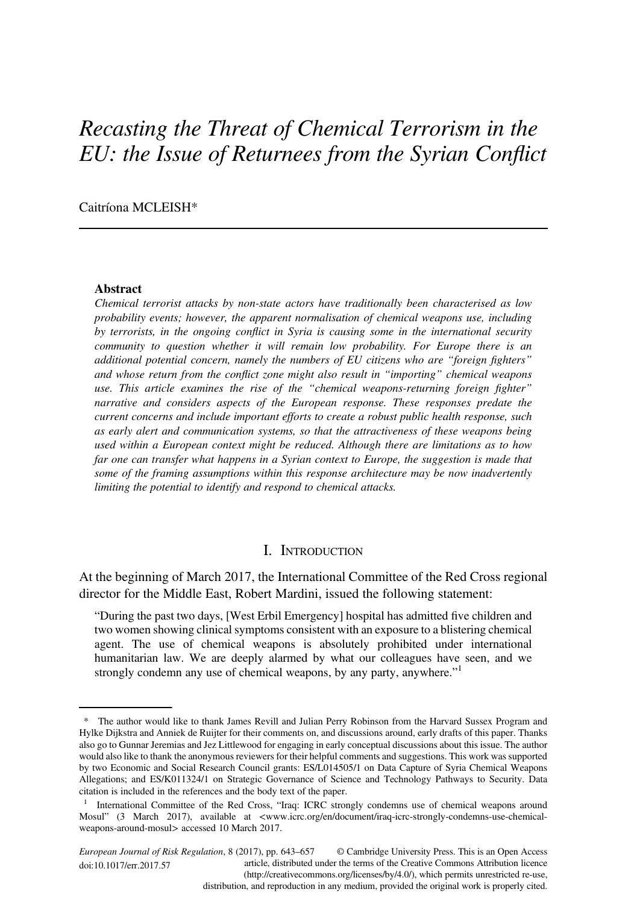# *Recasting the Threat of Chemical Terrorism in the EU: the Issue of Returnees from the Syrian Conflict*

Caitríona MCLEISH*

**Abstract**

*Chemical terrorist attacks by non-state actors have traditionally been characterised as low probability events; however, the apparent normalisation of chemical weapons use, including by terrorists, in the ongoing conflict in Syria is causing some in the international security community to question whether it will remain low probability. For Europe there is an additional potential concern, namely the numbers of EU citizens who are "foreign fighters" and whose return from the conflict zone might also result in "importing" chemical weapons use. This article examines the rise of the "chemical weapons-returning foreign fighter" narrative and considers aspects of the European response. These responses predate the current concerns and include important efforts to create a robust public health response, such as early alert and communication systems, so that the attractiveness of these weapons being used within a European context might be reduced. Although there are limitations as to how far one can transfer what happens in a Syrian context to Europe, the suggestion is made that some of the framing assumptions within this response architecture may be now inadvertently limiting the potential to identify and respond to chemical attacks.*

## I. Introduction

At the beginning of March 2017, the International Committee of the Red Cross regional director for the Middle East, Robert Mardini, issued the following statement:

> "During the past two days, [West Erbil Emergency] hospital has admitted five children and two women showing clinical symptoms consistent with an exposure to a blistering chemical agent. The use of chemical weapons is absolutely prohibited under international humanitarian law. We are deeply alarmed by what our colleagues have seen, and we strongly condemn any use of chemical weapons, by any party, anywhere."[1]

---

\* The author would like to thank James Revill and Julian Perry Robinson from the Harvard Sussex Program and Hylke Dijkstra and Anniek de Ruijter for their comments on, and discussions around, early drafts of this paper. Thanks also go to Gunnar Jeremias and Jez Littlewood for engaging in early conceptual discussions about this issue. The author would also like to thank the anonymous reviewers for their helpful comments and suggestions. This work was supported by two Economic and Social Research Council grants: ES/L014505/1 on Data Capture of Syria Chemical Weapons Allegations; and ES/K011324/1 on Strategic Governance of Science and Technology Pathways to Security. Data citation is included in the references and the body text of the paper.

[1] International Committee of the Red Cross, "Iraq: ICRC strongly condemns use of chemical weapons around Mosul" (3 March 2017), available at <www.icrc.org/en/document/iraq-icrc-strongly-condemns-use-chemical-weapons-around-mosul> accessed 10 March 2017.

*European Journal of Risk Regulation*, 8 (2017), pp. 643–657 doi:10.1017/err.2017.57 © Cambridge University Press. This is an Open Access article, distributed under the terms of the Creative Commons Attribution licence (http://creativecommons.org/licenses/by/4.0/), which permits unrestricted re-use, distribution, and reproduction in any medium, provided the original work is properly cited.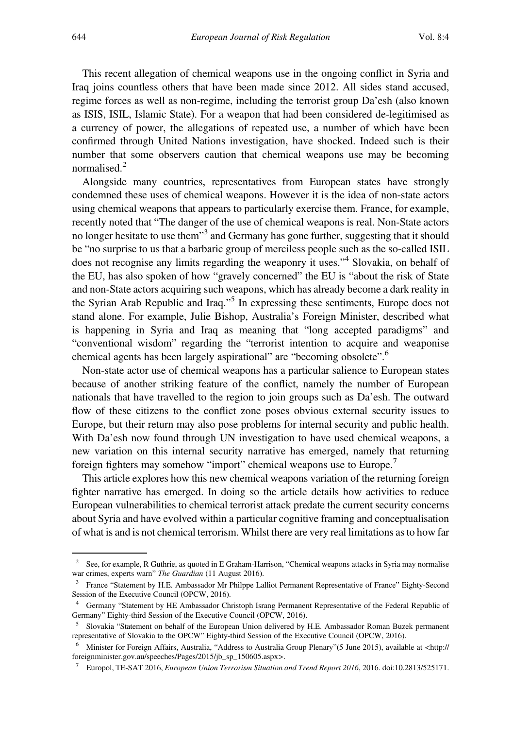This recent allegation of chemical weapons use in the ongoing conflict in Syria and Iraq joins countless others that have been made since 2012. All sides stand accused, regime forces as well as non-regime, including the terrorist group Da'esh (also known as ISIS, ISIL, Islamic State). For a weapon that had been considered de-legitimised as a currency of power, the allegations of repeated use, a number of which have been confirmed through United Nations investigation, have shocked. Indeed such is their number that some observers caution that chemical weapons use may be becoming normalised.[2]

Alongside many countries, representatives from European states have strongly condemned these uses of chemical weapons. However it is the idea of non-state actors using chemical weapons that appears to particularly exercise them. France, for example, recently noted that "The danger of the use of chemical weapons is real. Non-State actors no longer hesitate to use them"[3] and Germany has gone further, suggesting that it should be "no surprise to us that a barbaric group of merciless people such as the so-called ISIL does not recognise any limits regarding the weaponry it uses."[4] Slovakia, on behalf of the EU, has also spoken of how "gravely concerned" the EU is "about the risk of State and non-State actors acquiring such weapons, which has already become a dark reality in the Syrian Arab Republic and Iraq."[5] In expressing these sentiments, Europe does not stand alone. For example, Julie Bishop, Australia's Foreign Minister, described what is happening in Syria and Iraq as meaning that "long accepted paradigms" and "conventional wisdom" regarding the "terrorist intention to acquire and weaponise chemical agents has been largely aspirational" are "becoming obsolete".[6]

Non-state actor use of chemical weapons has a particular salience to European states because of another striking feature of the conflict, namely the number of European nationals that have travelled to the region to join groups such as Da'esh. The outward flow of these citizens to the conflict zone poses obvious external security issues to Europe, but their return may also pose problems for internal security and public health. With Da'esh now found through UN investigation to have used chemical weapons, a new variation on this internal security narrative has emerged, namely that returning foreign fighters may somehow "import" chemical weapons use to Europe.[7]

This article explores how this new chemical weapons variation of the returning foreign fighter narrative has emerged. In doing so the article details how activities to reduce European vulnerabilities to chemical terrorist attack predate the current security concerns about Syria and have evolved within a particular cognitive framing and conceptualisation of what is and is not chemical terrorism. Whilst there are very real limitations as to how far

---

[2] See, for example, R Guthrie, as quoted in E Graham-Harrison, "Chemical weapons attacks in Syria may normalise war crimes, experts warn" *The Guardian* (11 August 2016).

[3] France "Statement by H.E. Ambassador Mr Philppe Lalliot Permanent Representative of France" Eighty-Second Session of the Executive Council (OPCW, 2016).

[4] Germany "Statement by HE Ambassador Christoph Israng Permanent Representative of the Federal Republic of Germany" Eighty-third Session of the Executive Council (OPCW, 2016).

[5] Slovakia "Statement on behalf of the European Union delivered by H.E. Ambassador Roman Buzek permanent representative of Slovakia to the OPCW" Eighty-third Session of the Executive Council (OPCW, 2016).

[6] Minister for Foreign Affairs, Australia, "Address to Australia Group Plenary"(5 June 2015), available at <http://foreignminister.gov.au/speeches/Pages/2015/jb_sp_150605.aspx>.

[7] Europol, TE-SAT 2016, *European Union Terrorism Situation and Trend Report 2016*, 2016. doi:10.2813/525171.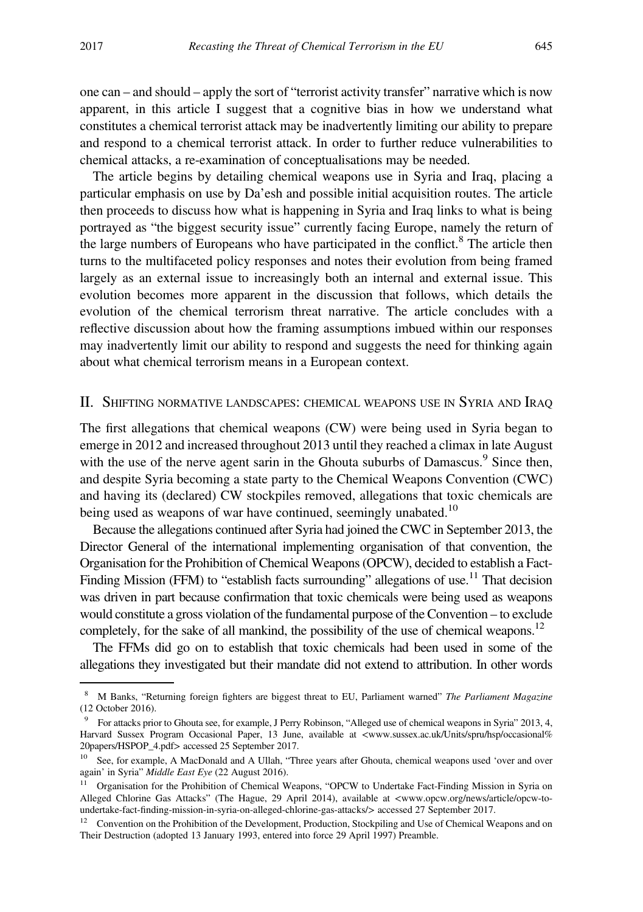one can – and should – apply the sort of "terrorist activity transfer" narrative which is now apparent, in this article I suggest that a cognitive bias in how we understand what constitutes a chemical terrorist attack may be inadvertently limiting our ability to prepare and respond to a chemical terrorist attack. In order to further reduce vulnerabilities to chemical attacks, a re-examination of conceptualisations may be needed.

The article begins by detailing chemical weapons use in Syria and Iraq, placing a particular emphasis on use by Da'esh and possible initial acquisition routes. The article then proceeds to discuss how what is happening in Syria and Iraq links to what is being portrayed as "the biggest security issue" currently facing Europe, namely the return of the large numbers of Europeans who have participated in the conflict.[8] The article then turns to the multifaceted policy responses and notes their evolution from being framed largely as an external issue to increasingly both an internal and external issue. This evolution becomes more apparent in the discussion that follows, which details the evolution of the chemical terrorism threat narrative. The article concludes with a reflective discussion about how the framing assumptions imbued within our responses may inadvertently limit our ability to respond and suggests the need for thinking again about what chemical terrorism means in a European context.

## II. Shifting normative landscapes: chemical weapons use in Syria and Iraq

The first allegations that chemical weapons (CW) were being used in Syria began to emerge in 2012 and increased throughout 2013 until they reached a climax in late August with the use of the nerve agent sarin in the Ghouta suburbs of Damascus.[9] Since then, and despite Syria becoming a state party to the Chemical Weapons Convention (CWC) and having its (declared) CW stockpiles removed, allegations that toxic chemicals are being used as weapons of war have continued, seemingly unabated.[10]

Because the allegations continued after Syria had joined the CWC in September 2013, the Director General of the international implementing organisation of that convention, the Organisation for the Prohibition of Chemical Weapons (OPCW), decided to establish a Fact-Finding Mission (FFM) to "establish facts surrounding" allegations of use.[11] That decision was driven in part because confirmation that toxic chemicals were being used as weapons would constitute a gross violation of the fundamental purpose of the Convention – to exclude completely, for the sake of all mankind, the possibility of the use of chemical weapons.[12]

The FFMs did go on to establish that toxic chemicals had been used in some of the allegations they investigated but their mandate did not extend to attribution. In other words

---

[8] M Banks, "Returning foreign fighters are biggest threat to EU, Parliament warned" *The Parliament Magazine* (12 October 2016).

[9] For attacks prior to Ghouta see, for example, J Perry Robinson, "Alleged use of chemical weapons in Syria" 2013, 4, Harvard Sussex Program Occasional Paper, 13 June, available at <www.sussex.ac.uk/Units/spru/hsp/occasional%20papers/HSPOP_4.pdf> accessed 25 September 2017.

[10] See, for example, A MacDonald and A Ullah, "Three years after Ghouta, chemical weapons used 'over and over again' in Syria" *Middle East Eye* (22 August 2016).

[11] Organisation for the Prohibition of Chemical Weapons, "OPCW to Undertake Fact-Finding Mission in Syria on Alleged Chlorine Gas Attacks" (The Hague, 29 April 2014), available at <www.opcw.org/news/article/opcw-to-undertake-fact-finding-mission-in-syria-on-alleged-chlorine-gas-attacks/> accessed 27 September 2017.

[12] Convention on the Prohibition of the Development, Production, Stockpiling and Use of Chemical Weapons and on Their Destruction (adopted 13 January 1993, entered into force 29 April 1997) Preamble.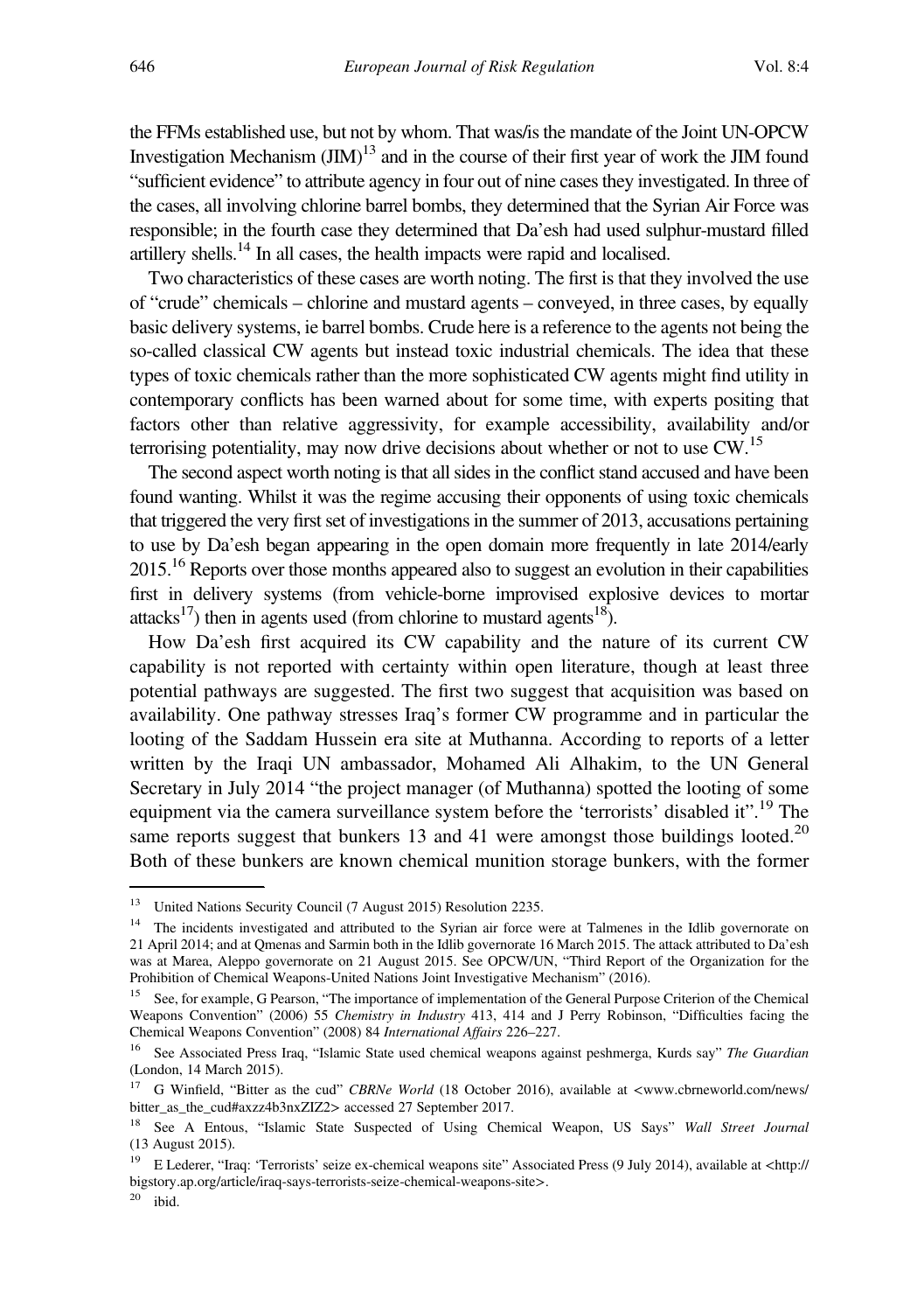the FFMs established use, but not by whom. That was/is the mandate of the Joint UN-OPCW Investigation Mechanism (JIM)[13] and in the course of their first year of work the JIM found "sufficient evidence" to attribute agency in four out of nine cases they investigated. In three of the cases, all involving chlorine barrel bombs, they determined that the Syrian Air Force was responsible; in the fourth case they determined that Da'esh had used sulphur-mustard filled artillery shells.[14] In all cases, the health impacts were rapid and localised.

Two characteristics of these cases are worth noting. The first is that they involved the use of "crude" chemicals – chlorine and mustard agents – conveyed, in three cases, by equally basic delivery systems, ie barrel bombs. Crude here is a reference to the agents not being the so-called classical CW agents but instead toxic industrial chemicals. The idea that these types of toxic chemicals rather than the more sophisticated CW agents might find utility in contemporary conflicts has been warned about for some time, with experts positing that factors other than relative aggressivity, for example accessibility, availability and/or terrorising potentiality, may now drive decisions about whether or not to use CW.[15]

The second aspect worth noting is that all sides in the conflict stand accused and have been found wanting. Whilst it was the regime accusing their opponents of using toxic chemicals that triggered the very first set of investigations in the summer of 2013, accusations pertaining to use by Da'esh began appearing in the open domain more frequently in late 2014/early 2015.[16] Reports over those months appeared also to suggest an evolution in their capabilities first in delivery systems (from vehicle-borne improvised explosive devices to mortar attacks[17]) then in agents used (from chlorine to mustard agents[18]).

How Da'esh first acquired its CW capability and the nature of its current CW capability is not reported with certainty within open literature, though at least three potential pathways are suggested. The first two suggest that acquisition was based on availability. One pathway stresses Iraq's former CW programme and in particular the looting of the Saddam Hussein era site at Muthanna. According to reports of a letter written by the Iraqi UN ambassador, Mohamed Ali Alhakim, to the UN General Secretary in July 2014 "the project manager (of Muthanna) spotted the looting of some equipment via the camera surveillance system before the 'terrorists' disabled it".[19] The same reports suggest that bunkers 13 and 41 were amongst those buildings looted.[20] Both of these bunkers are known chemical munition storage bunkers, with the former

---

[13] United Nations Security Council (7 August 2015) Resolution 2235.

[14] The incidents investigated and attributed to the Syrian air force were at Talmenes in the Idlib governorate on 21 April 2014; and at Qmenas and Sarmin both in the Idlib governorate 16 March 2015. The attack attributed to Da'esh was at Marea, Aleppo governorate on 21 August 2015. See OPCW/UN, "Third Report of the Organization for the Prohibition of Chemical Weapons-United Nations Joint Investigative Mechanism" (2016).

[15] See, for example, G Pearson, "The importance of implementation of the General Purpose Criterion of the Chemical Weapons Convention" (2006) 55 *Chemistry in Industry* 413, 414 and J Perry Robinson, "Difficulties facing the Chemical Weapons Convention" (2008) 84 *International Affairs* 226–227.

[16] See Associated Press Iraq, "Islamic State used chemical weapons against peshmerga, Kurds say" *The Guardian* (London, 14 March 2015).

[17] G Winfield, "Bitter as the cud" *CBRNe World* (18 October 2016), available at <www.cbrneworld.com/news/bitter_as_the_cud#axzz4b3nxZIZ2> accessed 27 September 2017.

[18] See A Entous, "Islamic State Suspected of Using Chemical Weapon, US Says" *Wall Street Journal* (13 August 2015).

[19] E Lederer, "Iraq: 'Terrorists' seize ex-chemical weapons site" Associated Press (9 July 2014), available at <http://bigstory.ap.org/article/iraq-says-terrorists-seize-chemical-weapons-site>.

[20] ibid.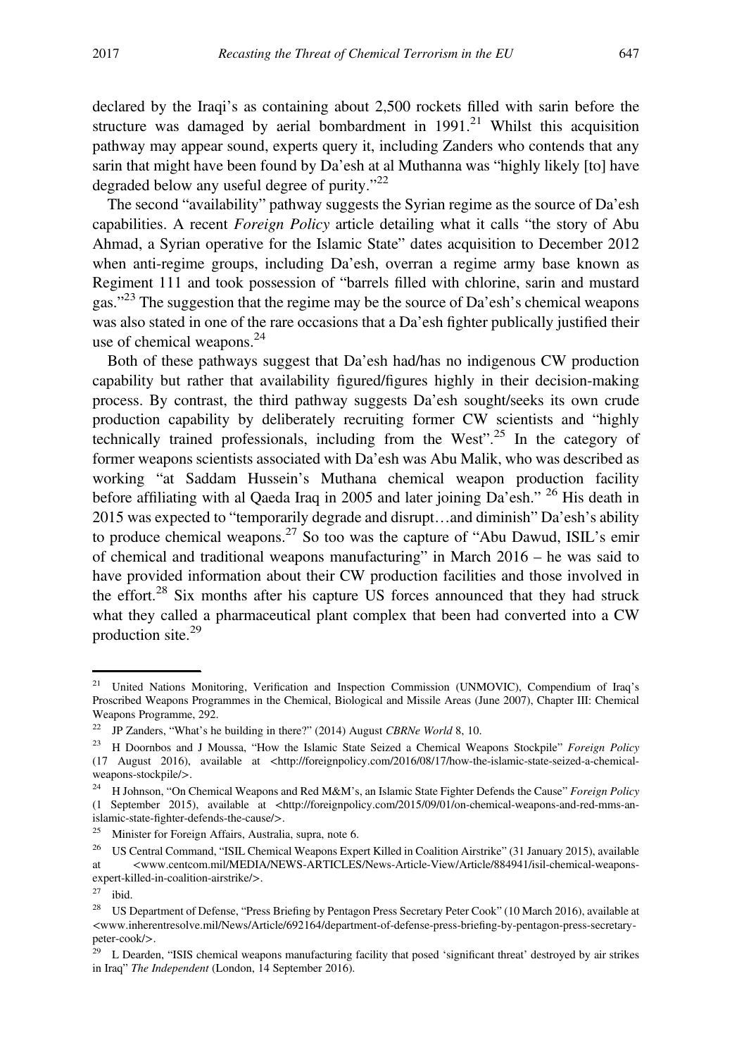declared by the Iraqi's as containing about 2,500 rockets filled with sarin before the structure was damaged by aerial bombardment in 1991.[21] Whilst this acquisition pathway may appear sound, experts query it, including Zanders who contends that any sarin that might have been found by Da'esh at al Muthanna was "highly likely [to] have degraded below any useful degree of purity."[22]

The second "availability" pathway suggests the Syrian regime as the source of Da'esh capabilities. A recent *Foreign Policy* article detailing what it calls "the story of Abu Ahmad, a Syrian operative for the Islamic State" dates acquisition to December 2012 when anti-regime groups, including Da'esh, overran a regime army base known as Regiment 111 and took possession of "barrels filled with chlorine, sarin and mustard gas."[23] The suggestion that the regime may be the source of Da'esh's chemical weapons was also stated in one of the rare occasions that a Da'esh fighter publically justified their use of chemical weapons.[24]

Both of these pathways suggest that Da'esh had/has no indigenous CW production capability but rather that availability figured/figures highly in their decision-making process. By contrast, the third pathway suggests Da'esh sought/seeks its own crude production capability by deliberately recruiting former CW scientists and "highly technically trained professionals, including from the West".[25] In the category of former weapons scientists associated with Da'esh was Abu Malik, who was described as working "at Saddam Hussein's Muthana chemical weapon production facility before affiliating with al Qaeda Iraq in 2005 and later joining Da'esh." [26] His death in 2015 was expected to "temporarily degrade and disrupt…and diminish" Da'esh's ability to produce chemical weapons.[27] So too was the capture of "Abu Dawud, ISIL's emir of chemical and traditional weapons manufacturing" in March 2016 – he was said to have provided information about their CW production facilities and those involved in the effort.[28] Six months after his capture US forces announced that they had struck what they called a pharmaceutical plant complex that been had converted into a CW production site.[29]

---

[21] United Nations Monitoring, Verification and Inspection Commission (UNMOVIC), Compendium of Iraq's Proscribed Weapons Programmes in the Chemical, Biological and Missile Areas (June 2007), Chapter III: Chemical Weapons Programme, 292.

[22] JP Zanders, "What's he building in there?" (2014) August *CBRNe World* 8, 10.

[23] H Doornbos and J Moussa, "How the Islamic State Seized a Chemical Weapons Stockpile" *Foreign Policy* (17 August 2016), available at <http://foreignpolicy.com/2016/08/17/how-the-islamic-state-seized-a-chemical-weapons-stockpile/>.

[24] H Johnson, "On Chemical Weapons and Red M&M's, an Islamic State Fighter Defends the Cause" *Foreign Policy* (1 September 2015), available at <http://foreignpolicy.com/2015/09/01/on-chemical-weapons-and-red-mms-an-islamic-state-fighter-defends-the-cause/>.

[25] Minister for Foreign Affairs, Australia, supra, note 6.

[26] US Central Command, "ISIL Chemical Weapons Expert Killed in Coalition Airstrike" (31 January 2015), available at <www.centcom.mil/MEDIA/NEWS-ARTICLES/News-Article-View/Article/884941/isil-chemical-weapons-expert-killed-in-coalition-airstrike/>.

[27] ibid.

[28] US Department of Defense, "Press Briefing by Pentagon Press Secretary Peter Cook" (10 March 2016), available at <www.inherentresolve.mil/News/Article/692164/department-of-defense-press-briefing-by-pentagon-press-secretary-peter-cook/>.

[29] L Dearden, "ISIS chemical weapons manufacturing facility that posed 'significant threat' destroyed by air strikes in Iraq" *The Independent* (London, 14 September 2016).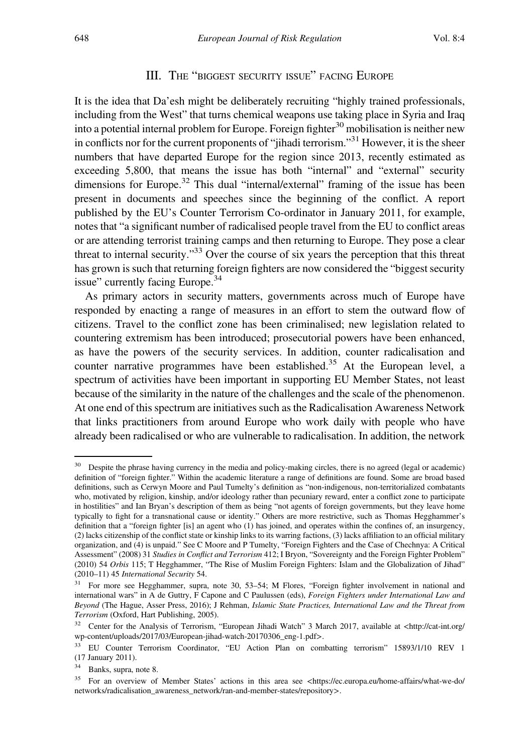## III. The "biggest security issue" facing Europe

It is the idea that Da'esh might be deliberately recruiting "highly trained professionals, including from the West" that turns chemical weapons use taking place in Syria and Iraq into a potential internal problem for Europe. Foreign fighter[30] mobilisation is neither new in conflicts nor for the current proponents of "jihadi terrorism."[31] However, it is the sheer numbers that have departed Europe for the region since 2013, recently estimated as exceeding 5,800, that means the issue has both "internal" and "external" security dimensions for Europe.[32] This dual "internal/external" framing of the issue has been present in documents and speeches since the beginning of the conflict. A report published by the EU's Counter Terrorism Co-ordinator in January 2011, for example, notes that "a significant number of radicalised people travel from the EU to conflict areas or are attending terrorist training camps and then returning to Europe. They pose a clear threat to internal security."[33] Over the course of six years the perception that this threat has grown is such that returning foreign fighters are now considered the "biggest security issue" currently facing Europe.[34]

As primary actors in security matters, governments across much of Europe have responded by enacting a range of measures in an effort to stem the outward flow of citizens. Travel to the conflict zone has been criminalised; new legislation related to countering extremism has been introduced; prosecutorial powers have been enhanced, as have the powers of the security services. In addition, counter radicalisation and counter narrative programmes have been established.[35] At the European level, a spectrum of activities have been important in supporting EU Member States, not least because of the similarity in the nature of the challenges and the scale of the phenomenon. At one end of this spectrum are initiatives such as the Radicalisation Awareness Network that links practitioners from around Europe who work daily with people who have already been radicalised or who are vulnerable to radicalisation. In addition, the network

---

[30] Despite the phrase having currency in the media and policy-making circles, there is no agreed (legal or academic) definition of "foreign fighter." Within the academic literature a range of definitions are found. Some are broad based definitions, such as Cerwyn Moore and Paul Tumelty's definition as "non-indigenous, non-territorialized combatants who, motivated by religion, kinship, and/or ideology rather than pecuniary reward, enter a conflict zone to participate in hostilities" and Ian Bryan's description of them as being "not agents of foreign governments, but they leave home typically to fight for a transnational cause or identity." Others are more restrictive, such as Thomas Hegghammer's definition that a "foreign fighter [is] an agent who (1) has joined, and operates within the confines of, an insurgency, (2) lacks citizenship of the conflict state or kinship links to its warring factions, (3) lacks affiliation to an official military organization, and (4) is unpaid." See C Moore and P Tumelty, "Foreign Fighters and the Case of Chechnya: A Critical Assessment" (2008) 31 *Studies in Conflict and Terrorism* 412; I Bryon, "Sovereignty and the Foreign Fighter Problem" (2010) 54 *Orbis* 115; T Hegghammer, "The Rise of Muslim Foreign Fighters: Islam and the Globalization of Jihad" (2010–11) 45 *International Security* 54.

[31] For more see Hegghammer, supra, note 30, 53–54; M Flores, "Foreign fighter involvement in national and international wars" in A de Guttry, F Capone and C Paulussen (eds), *Foreign Fighters under International Law and Beyond* (The Hague, Asser Press, 2016); J Rehman, *Islamic State Practices, International Law and the Threat from Terrorism* (Oxford, Hart Publishing, 2005).

[32] Center for the Analysis of Terrorism, "European Jihadi Watch" 3 March 2017, available at <http://cat-int.org/wp-content/uploads/2017/03/European-jihad-watch-20170306_eng-1.pdf>.

[33] EU Counter Terrorism Coordinator, "EU Action Plan on combatting terrorism" 15893/1/10 REV 1 (17 January 2011).

[34] Banks, supra, note 8.

[35] For an overview of Member States' actions in this area see <https://ec.europa.eu/home-affairs/what-we-do/networks/radicalisation_awareness_network/ran-and-member-states/repository>.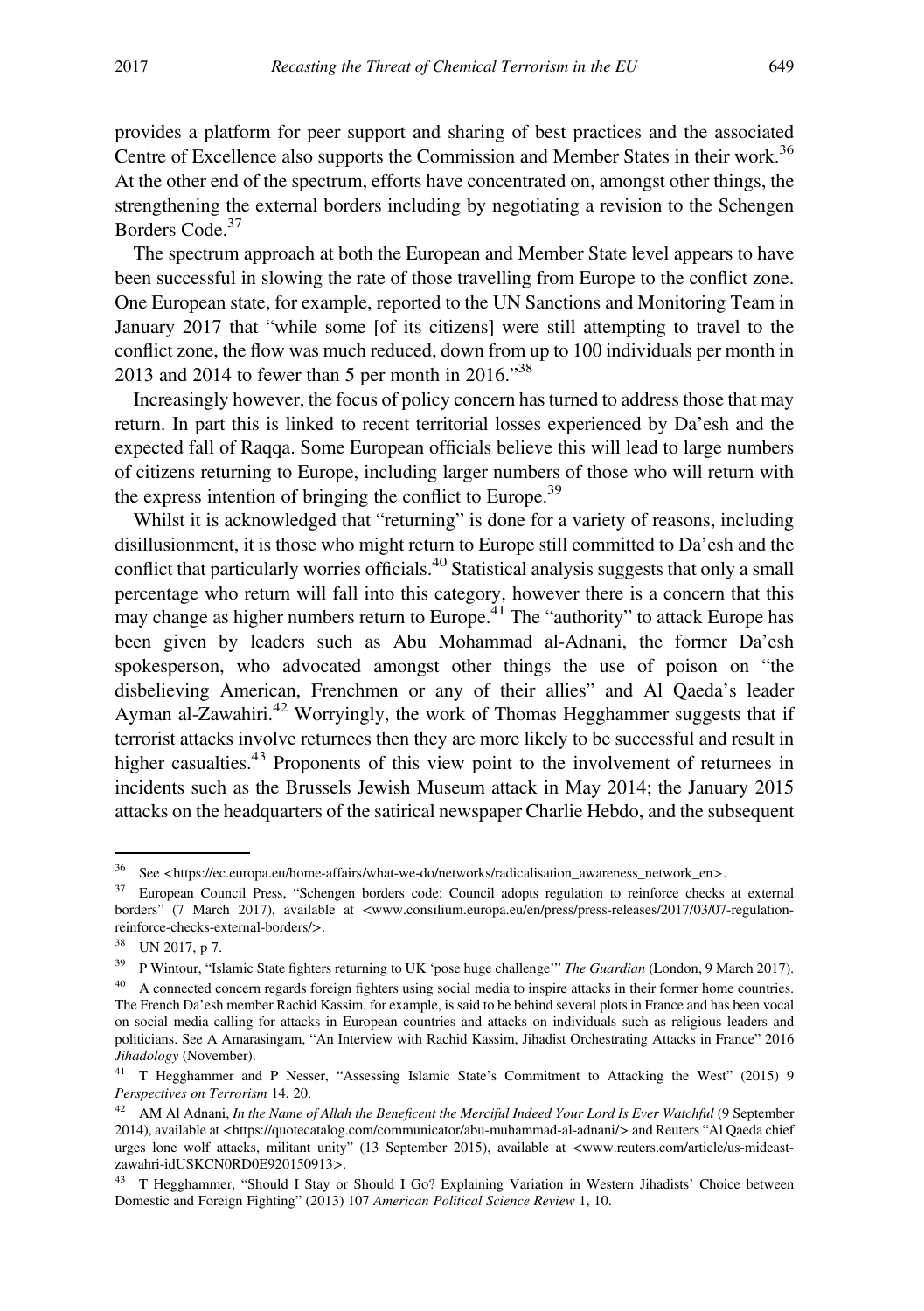provides a platform for peer support and sharing of best practices and the associated Centre of Excellence also supports the Commission and Member States in their work.[36] At the other end of the spectrum, efforts have concentrated on, amongst other things, the strengthening the external borders including by negotiating a revision to the Schengen Borders Code.[37]

The spectrum approach at both the European and Member State level appears to have been successful in slowing the rate of those travelling from Europe to the conflict zone. One European state, for example, reported to the UN Sanctions and Monitoring Team in January 2017 that "while some [of its citizens] were still attempting to travel to the conflict zone, the flow was much reduced, down from up to 100 individuals per month in 2013 and 2014 to fewer than 5 per month in 2016."[38]

Increasingly however, the focus of policy concern has turned to address those that may return. In part this is linked to recent territorial losses experienced by Da'esh and the expected fall of Raqqa. Some European officials believe this will lead to large numbers of citizens returning to Europe, including larger numbers of those who will return with the express intention of bringing the conflict to Europe.[39]

Whilst it is acknowledged that "returning" is done for a variety of reasons, including disillusionment, it is those who might return to Europe still committed to Da'esh and the conflict that particularly worries officials.[40] Statistical analysis suggests that only a small percentage who return will fall into this category, however there is a concern that this may change as higher numbers return to Europe.[41] The "authority" to attack Europe has been given by leaders such as Abu Mohammad al-Adnani, the former Da'esh spokesperson, who advocated amongst other things the use of poison on "the disbelieving American, Frenchmen or any of their allies" and Al Qaeda's leader Ayman al-Zawahiri.[42] Worryingly, the work of Thomas Hegghammer suggests that if terrorist attacks involve returnees then they are more likely to be successful and result in higher casualties.[43] Proponents of this view point to the involvement of returnees in incidents such as the Brussels Jewish Museum attack in May 2014; the January 2015 attacks on the headquarters of the satirical newspaper Charlie Hebdo, and the subsequent

---

[36] See <https://ec.europa.eu/home-affairs/what-we-do/networks/radicalisation_awareness_network_en>.

[37] European Council Press, "Schengen borders code: Council adopts regulation to reinforce checks at external borders" (7 March 2017), available at <www.consilium.europa.eu/en/press/press-releases/2017/03/07-regulation-reinforce-checks-external-borders/>.

[38] UN 2017, p 7.

[39] P Wintour, "Islamic State fighters returning to UK 'pose huge challenge'" *The Guardian* (London, 9 March 2017).

[40] A connected concern regards foreign fighters using social media to inspire attacks in their former home countries. The French Da'esh member Rachid Kassim, for example, is said to be behind several plots in France and has been vocal on social media calling for attacks in European countries and attacks on individuals such as religious leaders and politicians. See A Amarasingam, "An Interview with Rachid Kassim, Jihadist Orchestrating Attacks in France" 2016 *Jihadology* (November).

[41] T Hegghammer and P Nesser, "Assessing Islamic State's Commitment to Attacking the West" (2015) 9 *Perspectives on Terrorism* 14, 20.

[42] AM Al Adnani, *In the Name of Allah the Beneficent the Merciful Indeed Your Lord Is Ever Watchful* (9 September 2014), available at <https://quotecatalog.com/communicator/abu-muhammad-al-adnani/> and Reuters "Al Qaeda chief urges lone wolf attacks, militant unity" (13 September 2015), available at <www.reuters.com/article/us-mideast-zawahri-idUSKCN0RD0E920150913>.

[43] T Hegghammer, "Should I Stay or Should I Go? Explaining Variation in Western Jihadists' Choice between Domestic and Foreign Fighting" (2013) 107 *American Political Science Review* 1, 10.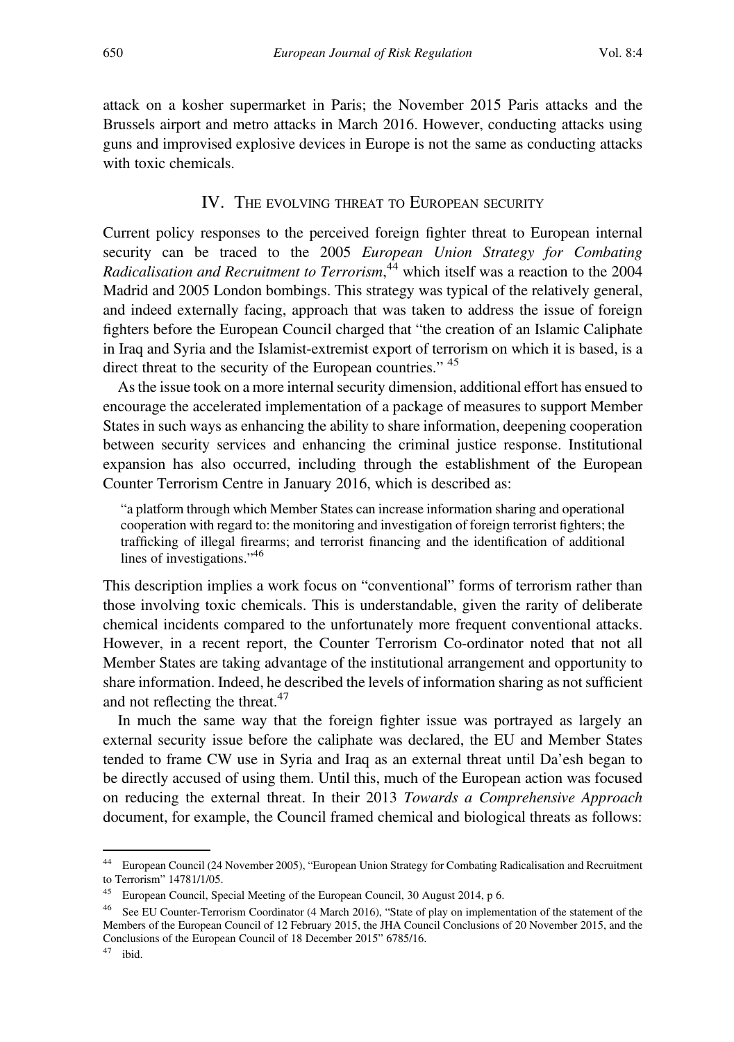attack on a kosher supermarket in Paris; the November 2015 Paris attacks and the Brussels airport and metro attacks in March 2016. However, conducting attacks using guns and improvised explosive devices in Europe is not the same as conducting attacks with toxic chemicals.

## IV. The evolving threat to European security

Current policy responses to the perceived foreign fighter threat to European internal security can be traced to the 2005 *European Union Strategy for Combating Radicalisation and Recruitment to Terrorism*,[44] which itself was a reaction to the 2004 Madrid and 2005 London bombings. This strategy was typical of the relatively general, and indeed externally facing, approach that was taken to address the issue of foreign fighters before the European Council charged that "the creation of an Islamic Caliphate in Iraq and Syria and the Islamist-extremist export of terrorism on which it is based, is a direct threat to the security of the European countries." [45]

As the issue took on a more internal security dimension, additional effort has ensued to encourage the accelerated implementation of a package of measures to support Member States in such ways as enhancing the ability to share information, deepening cooperation between security services and enhancing the criminal justice response. Institutional expansion has also occurred, including through the establishment of the European Counter Terrorism Centre in January 2016, which is described as:

> "a platform through which Member States can increase information sharing and operational cooperation with regard to: the monitoring and investigation of foreign terrorist fighters; the trafficking of illegal firearms; and terrorist financing and the identification of additional lines of investigations."[46]

This description implies a work focus on "conventional" forms of terrorism rather than those involving toxic chemicals. This is understandable, given the rarity of deliberate chemical incidents compared to the unfortunately more frequent conventional attacks. However, in a recent report, the Counter Terrorism Co-ordinator noted that not all Member States are taking advantage of the institutional arrangement and opportunity to share information. Indeed, he described the levels of information sharing as not sufficient and not reflecting the threat.[47]

In much the same way that the foreign fighter issue was portrayed as largely an external security issue before the caliphate was declared, the EU and Member States tended to frame CW use in Syria and Iraq as an external threat until Da'esh began to be directly accused of using them. Until this, much of the European action was focused on reducing the external threat. In their 2013 *Towards a Comprehensive Approach* document, for example, the Council framed chemical and biological threats as follows:

---

[44] European Council (24 November 2005), "European Union Strategy for Combating Radicalisation and Recruitment to Terrorism" 14781/1/05.

[45] European Council, Special Meeting of the European Council, 30 August 2014, p 6.

[46] See EU Counter-Terrorism Coordinator (4 March 2016), "State of play on implementation of the statement of the Members of the European Council of 12 February 2015, the JHA Council Conclusions of 20 November 2015, and the Conclusions of the European Council of 18 December 2015" 6785/16.

[47] ibid.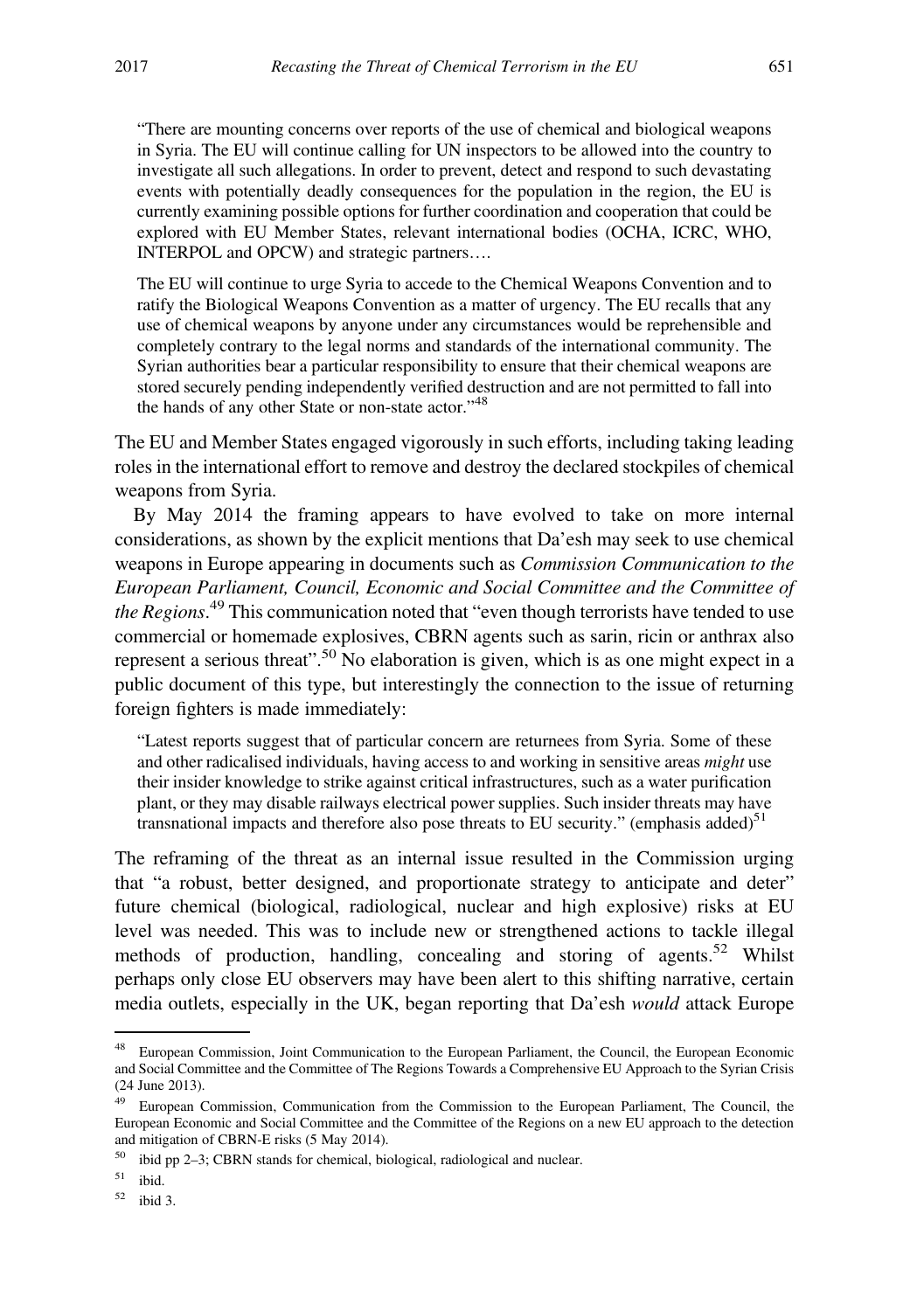> "There are mounting concerns over reports of the use of chemical and biological weapons in Syria. The EU will continue calling for UN inspectors to be allowed into the country to investigate all such allegations. In order to prevent, detect and respond to such devastating events with potentially deadly consequences for the population in the region, the EU is currently examining possible options for further coordination and cooperation that could be explored with EU Member States, relevant international bodies (OCHA, ICRC, WHO, INTERPOL and OPCW) and strategic partners….
>
> The EU will continue to urge Syria to accede to the Chemical Weapons Convention and to ratify the Biological Weapons Convention as a matter of urgency. The EU recalls that any use of chemical weapons by anyone under any circumstances would be reprehensible and completely contrary to the legal norms and standards of the international community. The Syrian authorities bear a particular responsibility to ensure that their chemical weapons are stored securely pending independently verified destruction and are not permitted to fall into the hands of any other State or non-state actor."[48]

The EU and Member States engaged vigorously in such efforts, including taking leading roles in the international effort to remove and destroy the declared stockpiles of chemical weapons from Syria.

By May 2014 the framing appears to have evolved to take on more internal considerations, as shown by the explicit mentions that Da'esh may seek to use chemical weapons in Europe appearing in documents such as *Commission Communication to the European Parliament, Council, Economic and Social Committee and the Committee of the Regions*.[49] This communication noted that "even though terrorists have tended to use commercial or homemade explosives, CBRN agents such as sarin, ricin or anthrax also represent a serious threat".[50] No elaboration is given, which is as one might expect in a public document of this type, but interestingly the connection to the issue of returning foreign fighters is made immediately:

> "Latest reports suggest that of particular concern are returnees from Syria. Some of these and other radicalised individuals, having access to and working in sensitive areas *might* use their insider knowledge to strike against critical infrastructures, such as a water purification plant, or they may disable railways electrical power supplies. Such insider threats may have transnational impacts and therefore also pose threats to EU security." (emphasis added)[51]

The reframing of the threat as an internal issue resulted in the Commission urging that "a robust, better designed, and proportionate strategy to anticipate and deter" future chemical (biological, radiological, nuclear and high explosive) risks at EU level was needed. This was to include new or strengthened actions to tackle illegal methods of production, handling, concealing and storing of agents.[52] Whilst perhaps only close EU observers may have been alert to this shifting narrative, certain media outlets, especially in the UK, began reporting that Da'esh *would* attack Europe

---

[48] European Commission, Joint Communication to the European Parliament, the Council, the European Economic and Social Committee and the Committee of The Regions Towards a Comprehensive EU Approach to the Syrian Crisis (24 June 2013).

[49] European Commission, Communication from the Commission to the European Parliament, The Council, the European Economic and Social Committee and the Committee of the Regions on a new EU approach to the detection and mitigation of CBRN-E risks (5 May 2014).

[50] ibid pp 2–3; CBRN stands for chemical, biological, radiological and nuclear.

[51] ibid.

[52] ibid 3.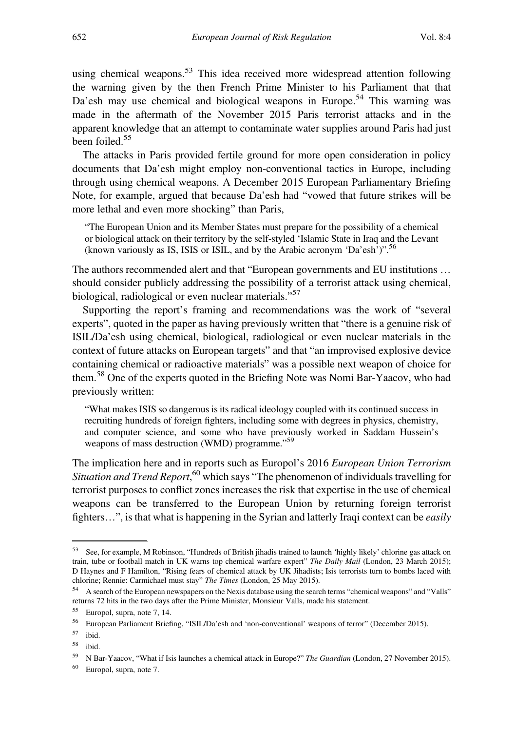using chemical weapons.[53] This idea received more widespread attention following the warning given by the then French Prime Minister to his Parliament that that Da'esh may use chemical and biological weapons in Europe.[54] This warning was made in the aftermath of the November 2015 Paris terrorist attacks and in the apparent knowledge that an attempt to contaminate water supplies around Paris had just been foiled.[55]

The attacks in Paris provided fertile ground for more open consideration in policy documents that Da'esh might employ non-conventional tactics in Europe, including through using chemical weapons. A December 2015 European Parliamentary Briefing Note, for example, argued that because Da'esh had "vowed that future strikes will be more lethal and even more shocking" than Paris,

> "The European Union and its Member States must prepare for the possibility of a chemical or biological attack on their territory by the self-styled 'Islamic State in Iraq and the Levant (known variously as IS, ISIS or ISIL, and by the Arabic acronym 'Da'esh')".[56]

The authors recommended alert and that "European governments and EU institutions … should consider publicly addressing the possibility of a terrorist attack using chemical, biological, radiological or even nuclear materials."[57]

Supporting the report's framing and recommendations was the work of "several experts", quoted in the paper as having previously written that "there is a genuine risk of ISIL/Da'esh using chemical, biological, radiological or even nuclear materials in the context of future attacks on European targets" and that "an improvised explosive device containing chemical or radioactive materials" was a possible next weapon of choice for them.[58] One of the experts quoted in the Briefing Note was Nomi Bar-Yaacov, who had previously written:

> "What makes ISIS so dangerous is its radical ideology coupled with its continued success in recruiting hundreds of foreign fighters, including some with degrees in physics, chemistry, and computer science, and some who have previously worked in Saddam Hussein's weapons of mass destruction (WMD) programme."[59]

The implication here and in reports such as Europol's 2016 *European Union Terrorism Situation and Trend Report*,[60] which says "The phenomenon of individuals travelling for terrorist purposes to conflict zones increases the risk that expertise in the use of chemical weapons can be transferred to the European Union by returning foreign terrorist fighters…", is that what is happening in the Syrian and latterly Iraqi context can be *easily*

---

[53] See, for example, M Robinson, "Hundreds of British jihadis trained to launch 'highly likely' chlorine gas attack on train, tube or football match in UK warns top chemical warfare expert" *The Daily Mail* (London, 23 March 2015); D Haynes and F Hamilton, "Rising fears of chemical attack by UK Jihadists; Isis terrorists turn to bombs laced with chlorine; Rennie: Carmichael must stay" *The Times* (London, 25 May 2015).

[54] A search of the European newspapers on the Nexis database using the search terms "chemical weapons" and "Valls" returns 72 hits in the two days after the Prime Minister, Monsieur Valls, made his statement.

[55] Europol, supra, note 7, 14.

[56] European Parliament Briefing, "ISIL/Da'esh and 'non-conventional' weapons of terror" (December 2015).

[57] ibid.

[58] ibid.

[59] N Bar-Yaacov, "What if Isis launches a chemical attack in Europe?" *The Guardian* (London, 27 November 2015).

[60] Europol, supra, note 7.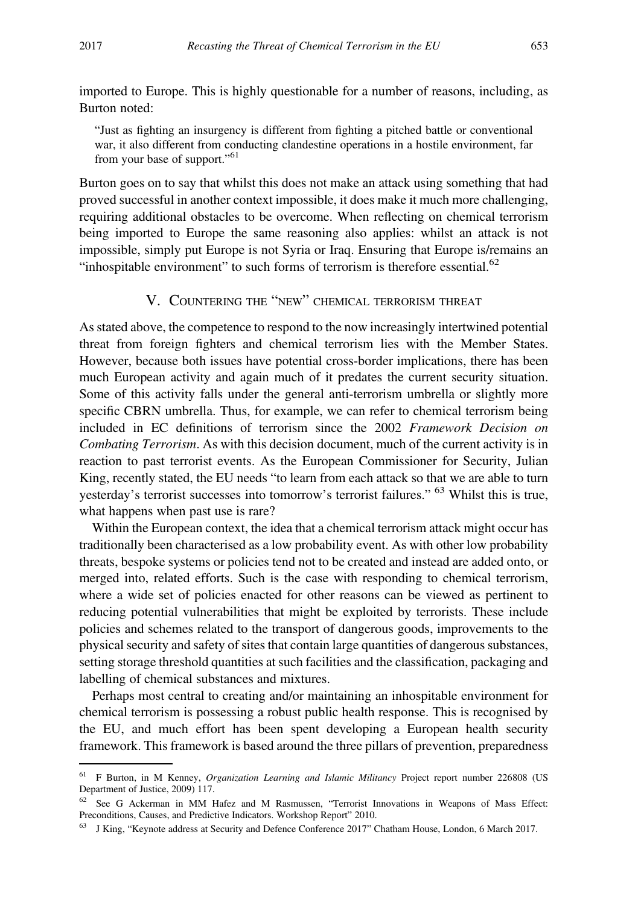imported to Europe. This is highly questionable for a number of reasons, including, as Burton noted:

> "Just as fighting an insurgency is different from fighting a pitched battle or conventional war, it also different from conducting clandestine operations in a hostile environment, far from your base of support."[61]

Burton goes on to say that whilst this does not make an attack using something that had proved successful in another context impossible, it does make it much more challenging, requiring additional obstacles to be overcome. When reflecting on chemical terrorism being imported to Europe the same reasoning also applies: whilst an attack is not impossible, simply put Europe is not Syria or Iraq. Ensuring that Europe is/remains an "inhospitable environment" to such forms of terrorism is therefore essential.[62]

## V. Countering the "new" chemical terrorism threat

As stated above, the competence to respond to the now increasingly intertwined potential threat from foreign fighters and chemical terrorism lies with the Member States. However, because both issues have potential cross-border implications, there has been much European activity and again much of it predates the current security situation. Some of this activity falls under the general anti-terrorism umbrella or slightly more specific CBRN umbrella. Thus, for example, we can refer to chemical terrorism being included in EC definitions of terrorism since the 2002 *Framework Decision on Combating Terrorism*. As with this decision document, much of the current activity is in reaction to past terrorist events. As the European Commissioner for Security, Julian King, recently stated, the EU needs "to learn from each attack so that we are able to turn yesterday's terrorist successes into tomorrow's terrorist failures." [63] Whilst this is true, what happens when past use is rare?

Within the European context, the idea that a chemical terrorism attack might occur has traditionally been characterised as a low probability event. As with other low probability threats, bespoke systems or policies tend not to be created and instead are added onto, or merged into, related efforts. Such is the case with responding to chemical terrorism, where a wide set of policies enacted for other reasons can be viewed as pertinent to reducing potential vulnerabilities that might be exploited by terrorists. These include policies and schemes related to the transport of dangerous goods, improvements to the physical security and safety of sites that contain large quantities of dangerous substances, setting storage threshold quantities at such facilities and the classification, packaging and labelling of chemical substances and mixtures.

Perhaps most central to creating and/or maintaining an inhospitable environment for chemical terrorism is possessing a robust public health response. This is recognised by the EU, and much effort has been spent developing a European health security framework. This framework is based around the three pillars of prevention, preparedness

---

[61] F Burton, in M Kenney, *Organization Learning and Islamic Militancy* Project report number 226808 (US Department of Justice, 2009) 117.

[62] See G Ackerman in MM Hafez and M Rasmussen, "Terrorist Innovations in Weapons of Mass Effect: Preconditions, Causes, and Predictive Indicators. Workshop Report" 2010.

[63] J King, "Keynote address at Security and Defence Conference 2017" Chatham House, London, 6 March 2017.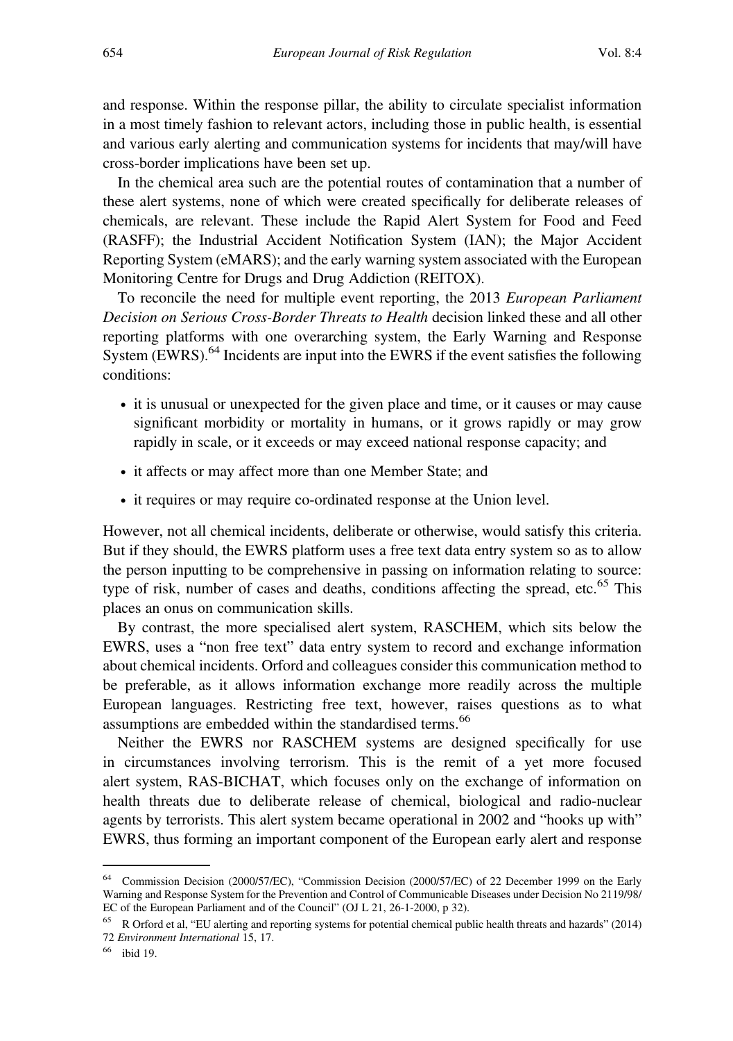and response. Within the response pillar, the ability to circulate specialist information in a most timely fashion to relevant actors, including those in public health, is essential and various early alerting and communication systems for incidents that may/will have cross-border implications have been set up.

In the chemical area such are the potential routes of contamination that a number of these alert systems, none of which were created specifically for deliberate releases of chemicals, are relevant. These include the Rapid Alert System for Food and Feed (RASFF); the Industrial Accident Notification System (IAN); the Major Accident Reporting System (eMARS); and the early warning system associated with the European Monitoring Centre for Drugs and Drug Addiction (REITOX).

To reconcile the need for multiple event reporting, the 2013 *European Parliament Decision on Serious Cross-Border Threats to Health* decision linked these and all other reporting platforms with one overarching system, the Early Warning and Response System (EWRS).[64] Incidents are input into the EWRS if the event satisfies the following conditions:

- it is unusual or unexpected for the given place and time, or it causes or may cause significant morbidity or mortality in humans, or it grows rapidly or may grow rapidly in scale, or it exceeds or may exceed national response capacity; and
- it affects or may affect more than one Member State; and
- it requires or may require co-ordinated response at the Union level.

However, not all chemical incidents, deliberate or otherwise, would satisfy this criteria. But if they should, the EWRS platform uses a free text data entry system so as to allow the person inputting to be comprehensive in passing on information relating to source: type of risk, number of cases and deaths, conditions affecting the spread, etc.[65] This places an onus on communication skills.

By contrast, the more specialised alert system, RASCHEM, which sits below the EWRS, uses a "non free text" data entry system to record and exchange information about chemical incidents. Orford and colleagues consider this communication method to be preferable, as it allows information exchange more readily across the multiple European languages. Restricting free text, however, raises questions as to what assumptions are embedded within the standardised terms.[66]

Neither the EWRS nor RASCHEM systems are designed specifically for use in circumstances involving terrorism. This is the remit of a yet more focused alert system, RAS-BICHAT, which focuses only on the exchange of information on health threats due to deliberate release of chemical, biological and radio-nuclear agents by terrorists. This alert system became operational in 2002 and "hooks up with" EWRS, thus forming an important component of the European early alert and response

---

[64] Commission Decision (2000/57/EC), "Commission Decision (2000/57/EC) of 22 December 1999 on the Early Warning and Response System for the Prevention and Control of Communicable Diseases under Decision No 2119/98/EC of the European Parliament and of the Council" (OJ L 21, 26-1-2000, p 32).

[65] R Orford et al, "EU alerting and reporting systems for potential chemical public health threats and hazards" (2014) 72 *Environment International* 15, 17.

[66] ibid 19.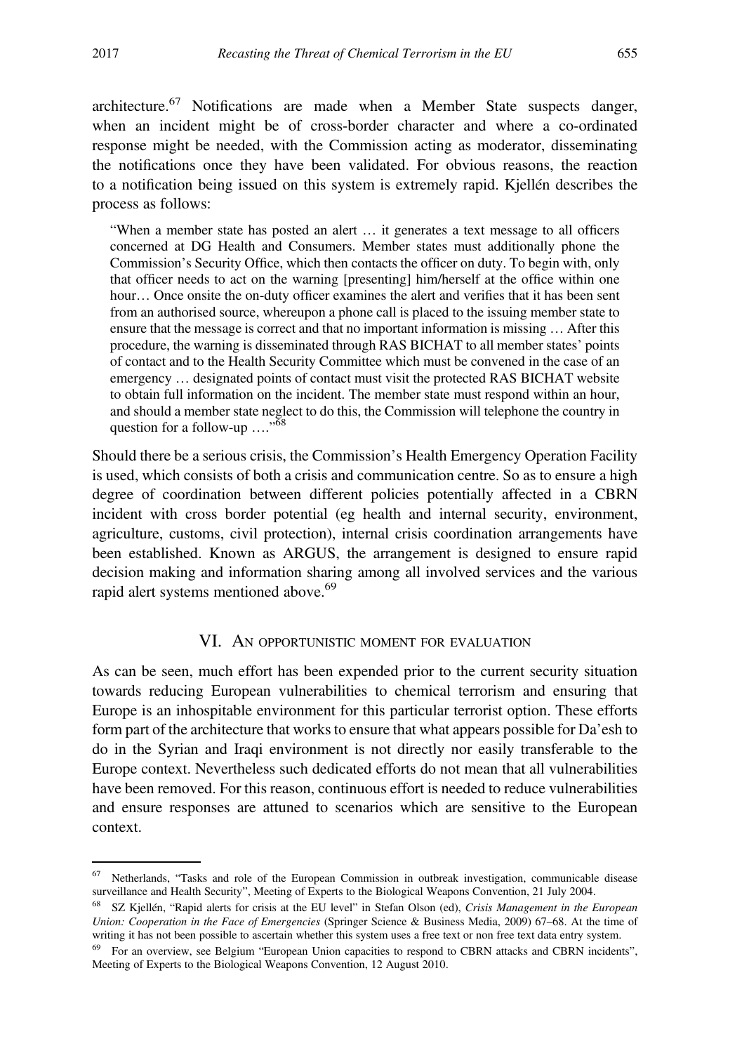architecture.[67] Notifications are made when a Member State suspects danger, when an incident might be of cross-border character and where a co-ordinated response might be needed, with the Commission acting as moderator, disseminating the notifications once they have been validated. For obvious reasons, the reaction to a notification being issued on this system is extremely rapid. Kjellén describes the process as follows:

> "When a member state has posted an alert … it generates a text message to all officers concerned at DG Health and Consumers. Member states must additionally phone the Commission's Security Office, which then contacts the officer on duty. To begin with, only that officer needs to act on the warning [presenting] him/herself at the office within one hour… Once onsite the on-duty officer examines the alert and verifies that it has been sent from an authorised source, whereupon a phone call is placed to the issuing member state to ensure that the message is correct and that no important information is missing … After this procedure, the warning is disseminated through RAS BICHAT to all member states' points of contact and to the Health Security Committee which must be convened in the case of an emergency … designated points of contact must visit the protected RAS BICHAT website to obtain full information on the incident. The member state must respond within an hour, and should a member state neglect to do this, the Commission will telephone the country in question for a follow-up …."[68]

Should there be a serious crisis, the Commission's Health Emergency Operation Facility is used, which consists of both a crisis and communication centre. So as to ensure a high degree of coordination between different policies potentially affected in a CBRN incident with cross border potential (eg health and internal security, environment, agriculture, customs, civil protection), internal crisis coordination arrangements have been established. Known as ARGUS, the arrangement is designed to ensure rapid decision making and information sharing among all involved services and the various rapid alert systems mentioned above.[69]

## VI. An opportunistic moment for evaluation

As can be seen, much effort has been expended prior to the current security situation towards reducing European vulnerabilities to chemical terrorism and ensuring that Europe is an inhospitable environment for this particular terrorist option. These efforts form part of the architecture that works to ensure that what appears possible for Da'esh to do in the Syrian and Iraqi environment is not directly nor easily transferable to the Europe context. Nevertheless such dedicated efforts do not mean that all vulnerabilities have been removed. For this reason, continuous effort is needed to reduce vulnerabilities and ensure responses are attuned to scenarios which are sensitive to the European context.

---

[67] Netherlands, "Tasks and role of the European Commission in outbreak investigation, communicable disease surveillance and Health Security", Meeting of Experts to the Biological Weapons Convention, 21 July 2004.

[68] SZ Kjellén, "Rapid alerts for crisis at the EU level" in Stefan Olson (ed), *Crisis Management in the European Union: Cooperation in the Face of Emergencies* (Springer Science & Business Media, 2009) 67–68. At the time of writing it has not been possible to ascertain whether this system uses a free text or non free text data entry system.

[69] For an overview, see Belgium "European Union capacities to respond to CBRN attacks and CBRN incidents", Meeting of Experts to the Biological Weapons Convention, 12 August 2010.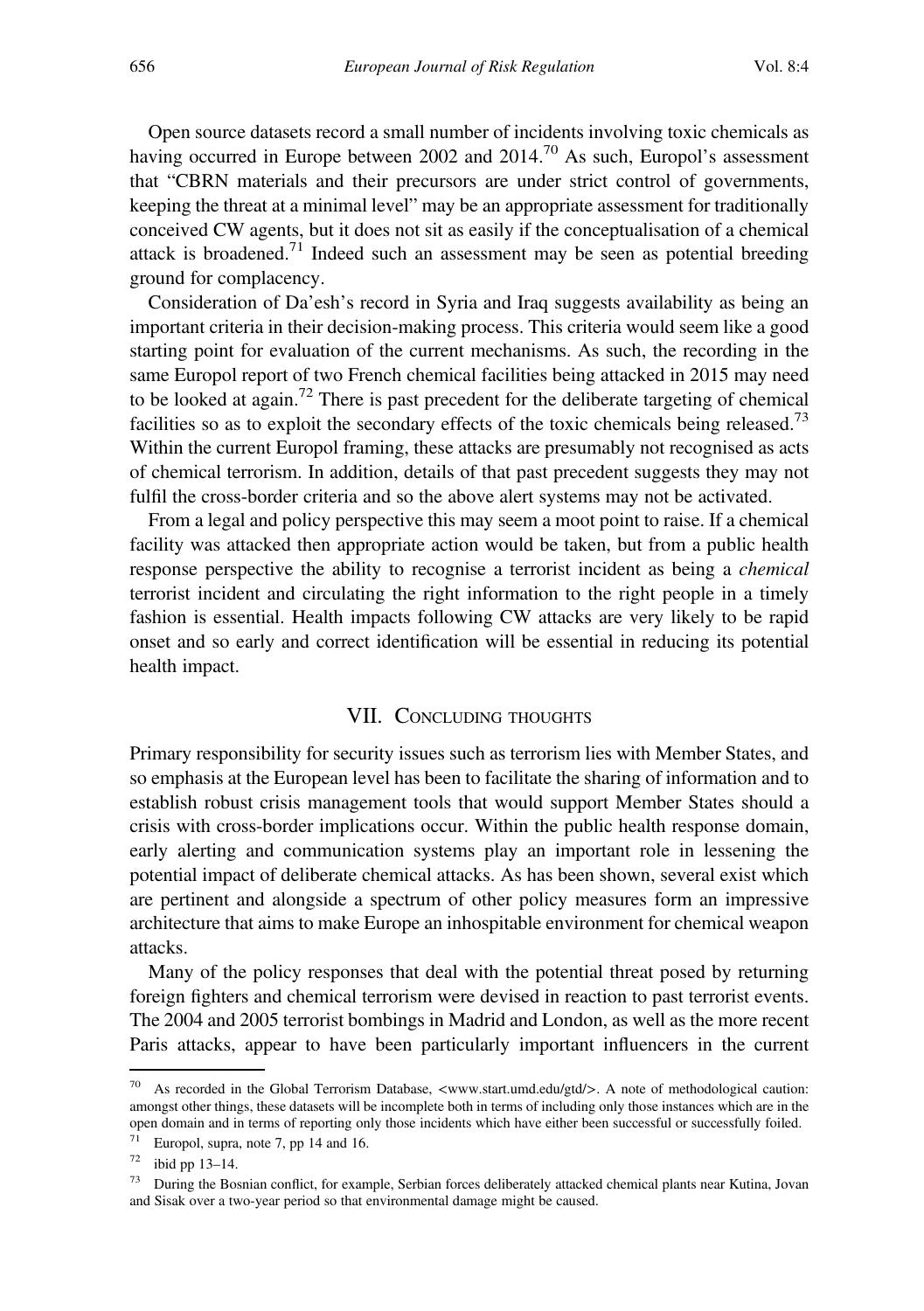Open source datasets record a small number of incidents involving toxic chemicals as having occurred in Europe between 2002 and 2014.[70] As such, Europol's assessment that "CBRN materials and their precursors are under strict control of governments, keeping the threat at a minimal level" may be an appropriate assessment for traditionally conceived CW agents, but it does not sit as easily if the conceptualisation of a chemical attack is broadened.[71] Indeed such an assessment may be seen as potential breeding ground for complacency.

Consideration of Da'esh's record in Syria and Iraq suggests availability as being an important criteria in their decision-making process. This criteria would seem like a good starting point for evaluation of the current mechanisms. As such, the recording in the same Europol report of two French chemical facilities being attacked in 2015 may need to be looked at again.[72] There is past precedent for the deliberate targeting of chemical facilities so as to exploit the secondary effects of the toxic chemicals being released.[73] Within the current Europol framing, these attacks are presumably not recognised as acts of chemical terrorism. In addition, details of that past precedent suggests they may not fulfil the cross-border criteria and so the above alert systems may not be activated.

From a legal and policy perspective this may seem a moot point to raise. If a chemical facility was attacked then appropriate action would be taken, but from a public health response perspective the ability to recognise a terrorist incident as being a *chemical* terrorist incident and circulating the right information to the right people in a timely fashion is essential. Health impacts following CW attacks are very likely to be rapid onset and so early and correct identification will be essential in reducing its potential health impact.

## VII. Concluding thoughts

Primary responsibility for security issues such as terrorism lies with Member States, and so emphasis at the European level has been to facilitate the sharing of information and to establish robust crisis management tools that would support Member States should a crisis with cross-border implications occur. Within the public health response domain, early alerting and communication systems play an important role in lessening the potential impact of deliberate chemical attacks. As has been shown, several exist which are pertinent and alongside a spectrum of other policy measures form an impressive architecture that aims to make Europe an inhospitable environment for chemical weapon attacks.

Many of the policy responses that deal with the potential threat posed by returning foreign fighters and chemical terrorism were devised in reaction to past terrorist events. The 2004 and 2005 terrorist bombings in Madrid and London, as well as the more recent Paris attacks, appear to have been particularly important influencers in the current

---

[70] As recorded in the Global Terrorism Database, <www.start.umd.edu/gtd/>. A note of methodological caution: amongst other things, these datasets will be incomplete both in terms of including only those instances which are in the open domain and in terms of reporting only those incidents which have either been successful or successfully foiled.

[71] Europol, supra, note 7, pp 14 and 16.

[72] ibid pp 13–14.

[73] During the Bosnian conflict, for example, Serbian forces deliberately attacked chemical plants near Kutina, Jovan and Sisak over a two-year period so that environmental damage might be caused.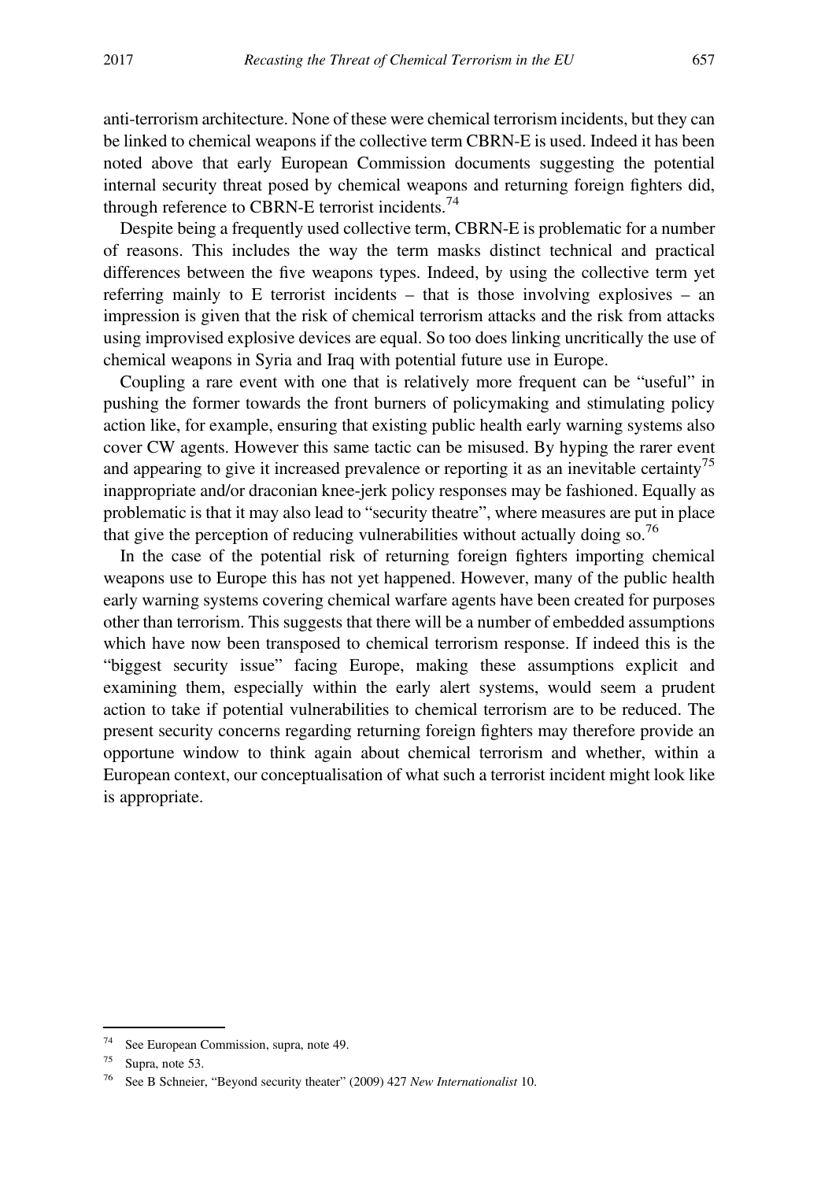anti-terrorism architecture. None of these were chemical terrorism incidents, but they can be linked to chemical weapons if the collective term CBRN-E is used. Indeed it has been noted above that early European Commission documents suggesting the potential internal security threat posed by chemical weapons and returning foreign fighters did, through reference to CBRN-E terrorist incidents.[74]

Despite being a frequently used collective term, CBRN-E is problematic for a number of reasons. This includes the way the term masks distinct technical and practical differences between the five weapons types. Indeed, by using the collective term yet referring mainly to E terrorist incidents – that is those involving explosives – an impression is given that the risk of chemical terrorism attacks and the risk from attacks using improvised explosive devices are equal. So too does linking uncritically the use of chemical weapons in Syria and Iraq with potential future use in Europe.

Coupling a rare event with one that is relatively more frequent can be "useful" in pushing the former towards the front burners of policymaking and stimulating policy action like, for example, ensuring that existing public health early warning systems also cover CW agents. However this same tactic can be misused. By hyping the rarer event and appearing to give it increased prevalence or reporting it as an inevitable certainty[75] inappropriate and/or draconian knee-jerk policy responses may be fashioned. Equally as problematic is that it may also lead to "security theatre", where measures are put in place that give the perception of reducing vulnerabilities without actually doing so.[76]

In the case of the potential risk of returning foreign fighters importing chemical weapons use to Europe this has not yet happened. However, many of the public health early warning systems covering chemical warfare agents have been created for purposes other than terrorism. This suggests that there will be a number of embedded assumptions which have now been transposed to chemical terrorism response. If indeed this is the "biggest security issue" facing Europe, making these assumptions explicit and examining them, especially within the early alert systems, would seem a prudent action to take if potential vulnerabilities to chemical terrorism are to be reduced. The present security concerns regarding returning foreign fighters may therefore provide an opportune window to think again about chemical terrorism and whether, within a European context, our conceptualisation of what such a terrorist incident might look like is appropriate.

---

[74] See European Commission, supra, note 49.

[75] Supra, note 53.

[76] See B Schneier, "Beyond security theater" (2009) 427 *New Internationalist* 10.